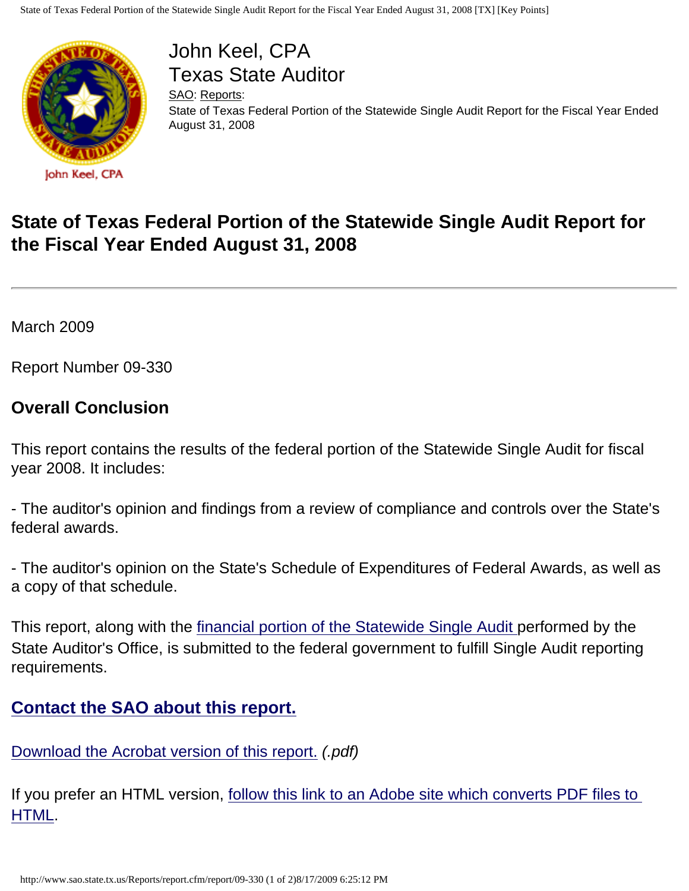John Keel, CPA
Texas State Auditor

SAO: Reports:
State of Texas Federal Portion of the Statewide Single Audit Report for the Fiscal Year Ended August 31, 2008

# State of Texas Federal Portion of the Statewide Single Audit Report for the Fiscal Year Ended August 31, 2008

---

March 2009

Report Number 09-330

## Overall Conclusion

This report contains the results of the federal portion of the Statewide Single Audit for fiscal year 2008. It includes:

- The auditor's opinion and findings from a review of compliance and controls over the State's federal awards.

- The auditor's opinion on the State's Schedule of Expenditures of Federal Awards, as well as a copy of that schedule.

This report, along with the financial portion of the Statewide Single Audit performed by the State Auditor's Office, is submitted to the federal government to fulfill Single Audit reporting requirements.

## Contact the SAO about this report.

Download the Acrobat version of this report. *(.pdf)*

If you prefer an HTML version, follow this link to an Adobe site which converts PDF files to HTML.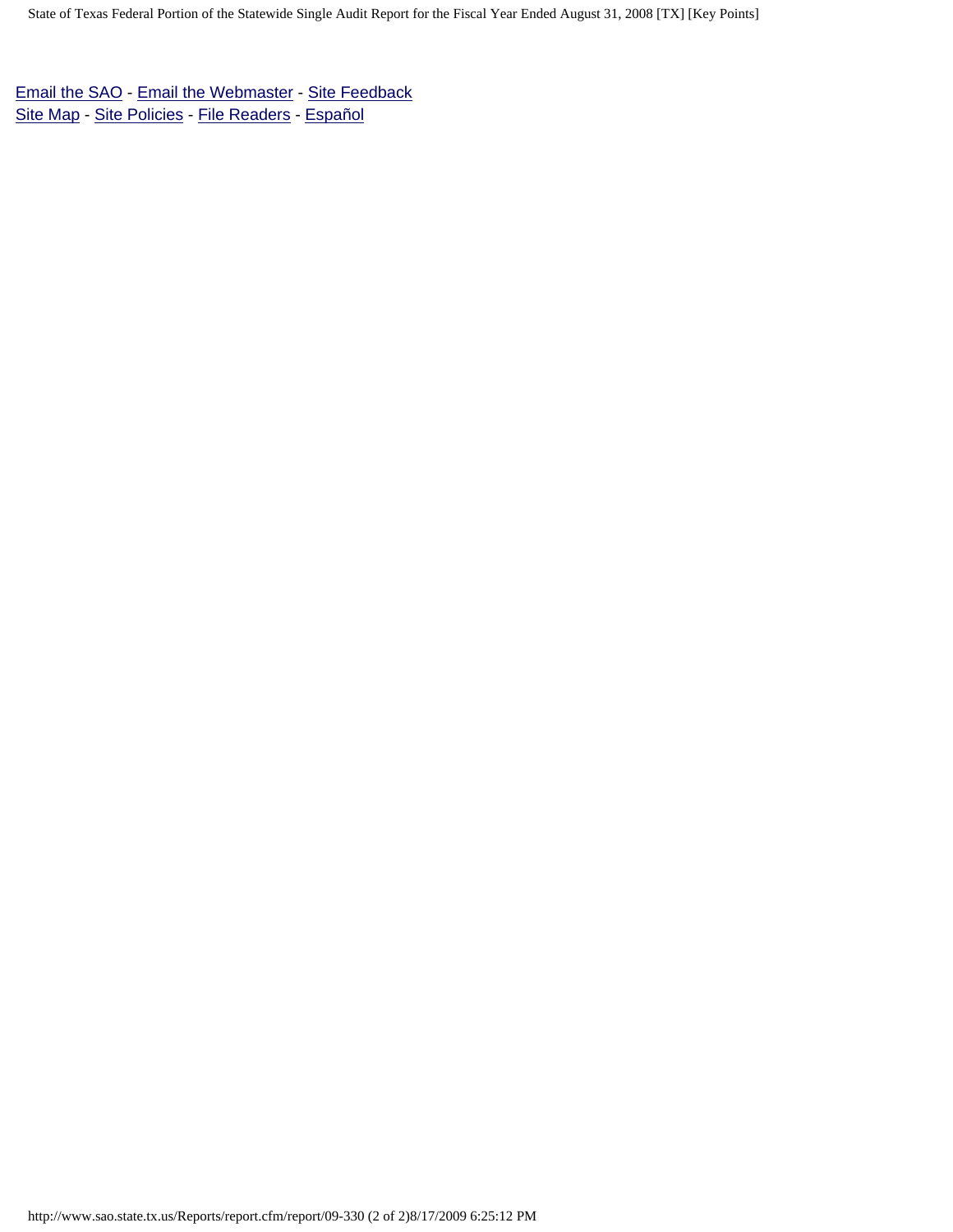Email the SAO - Email the Webmaster - Site Feedback
Site Map - Site Policies - File Readers - Español